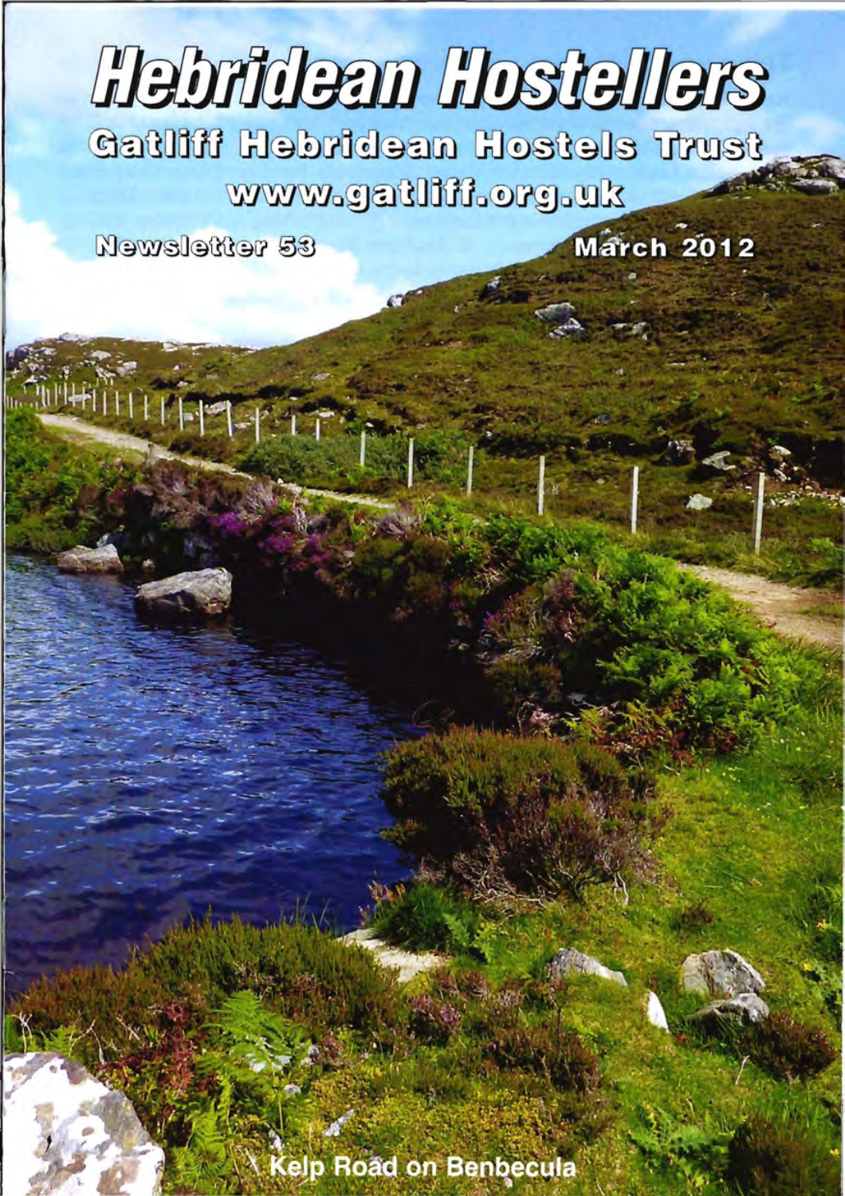# Hebridean Hostellers

## Gatliff Hebridean Hostels Trust

www.gatliff.org.uk

Newsletter 53

March 2012

Kelp Road on Benbecula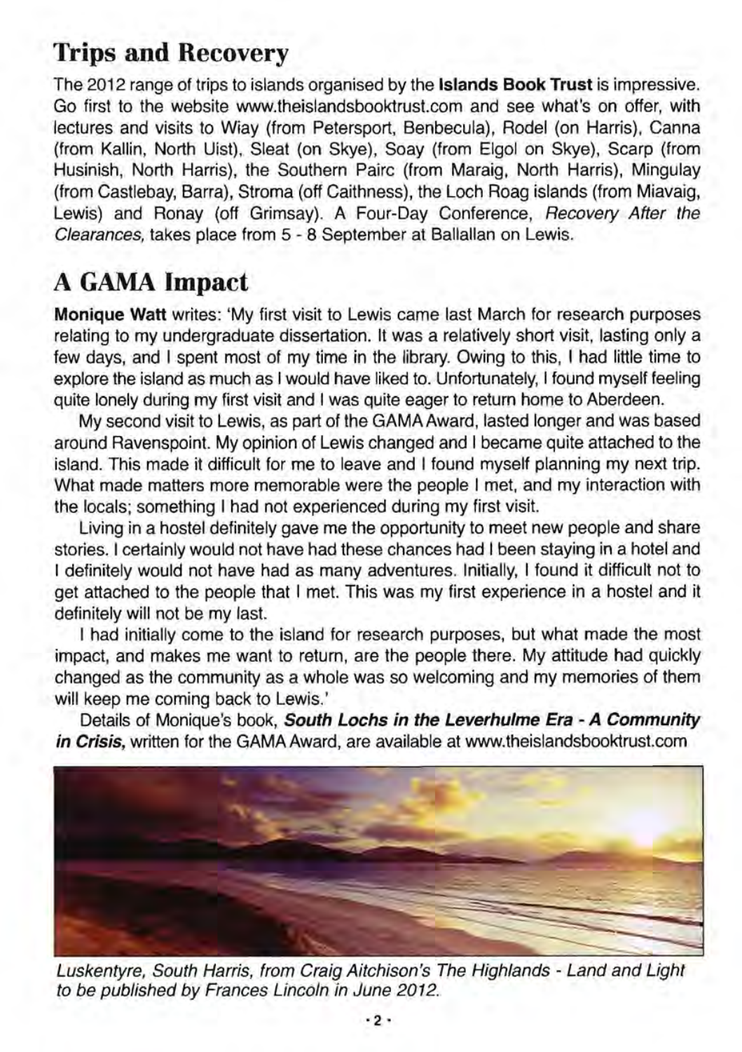## Trips and Recovery

The 2012 range of trips to islands organised by the **Islands Book Trust** is impressive. Go first to the website www.theislandsbooktrust.com and see what's on offer, with lectures and visits to Wiay (from Petersport, Benbecula), Rodel (on Harris), Canna (from Kallin, North Uist), Sleat (on Skye), Soay (from Elgol on Skye), Scarp (from Husinish, North Harris), the Southern Pairc (from Maraig, North Harris), Mingulay (from Castlebay, Barra), Stroma (off Caithness), the Loch Roag islands (from Miavaig, Lewis) and Ronay (off Grimsay). A Four-Day Conference, *Recovery After the Clearances,* takes place from 5 - 8 September at Ballallan on Lewis.

## A GAMA Impact

**Monique Watt** writes: 'My first visit to Lewis came last March for research purposes relating to my undergraduate dissertation. It was a relatively short visit, lasting only a few days, and I spent most of my time in the library. Owing to this, I had little time to explore the island as much as I would have liked to. Unfortunately, I found myself feeling quite lonely during my first visit and I was quite eager to return home to Aberdeen.

My second visit to Lewis, as part of the GAMA Award, lasted longer and was based around Ravenspoint. My opinion of Lewis changed and I became quite attached to the island. This made it difficult for me to leave and I found myself planning my next trip. What made matters more memorable were the people I met, and my interaction with the locals; something I had not experienced during my first visit.

Living in a hostel definitely gave me the opportunity to meet new people and share stories. I certainly would not have had these chances had I been staying in a hotel and I definitely would not have had as many adventures. Initially, I found it difficult not to get attached to the people that I met. This was my first experience in a hostel and it definitely will not be my last.

I had initially come to the island for research purposes, but what made the most impact, and makes me want to return, are the people there. My attitude had quickly changed as the community as a whole was so welcoming and my memories of them will keep me coming back to Lewis.'

Details of Monique's book, ***South Lochs in the Leverhulme Era - A Community in Crisis,*** written for the GAMA Award, are available at www.theislandsbooktrust.com

*Luskentyre, South Harris, from Craig Aitchison's The Highlands - Land and Light to be published by Frances Lincoln in June 2012.*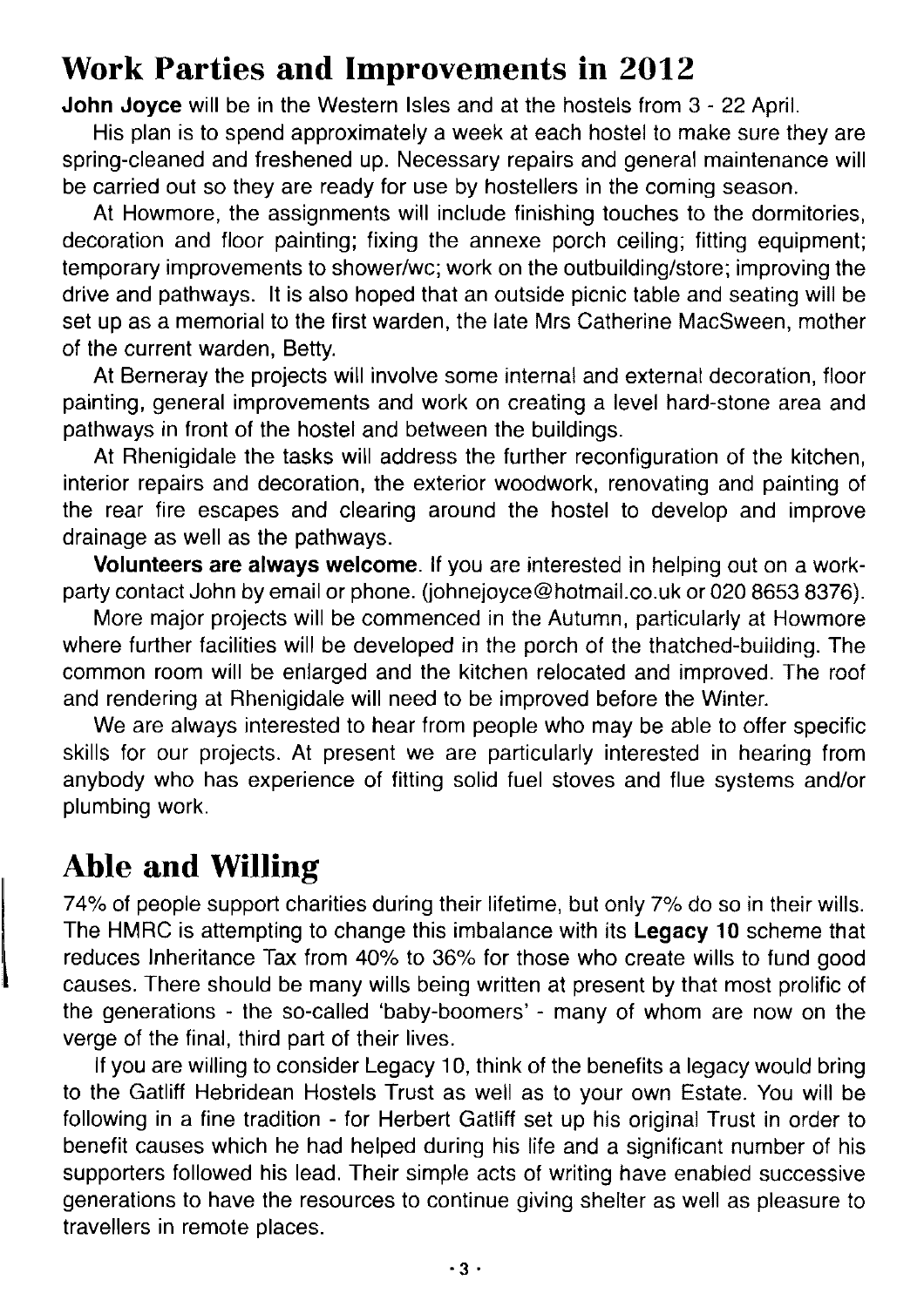## Work Parties and Improvements in 2012

**John Joyce** will be in the Western Isles and at the hostels from 3 - 22 April.

His plan is to spend approximately a week at each hostel to make sure they are spring-cleaned and freshened up. Necessary repairs and general maintenance will be carried out so they are ready for use by hostellers in the coming season.

At Howmore, the assignments will include finishing touches to the dormitories, decoration and floor painting; fixing the annexe porch ceiling; fitting equipment; temporary improvements to shower/wc; work on the outbuilding/store; improving the drive and pathways. It is also hoped that an outside picnic table and seating will be set up as a memorial to the first warden, the late Mrs Catherine MacSween, mother of the current warden, Betty.

At Berneray the projects will involve some internal and external decoration, floor painting, general improvements and work on creating a level hard-stone area and pathways in front of the hostel and between the buildings.

At Rhenigidale the tasks will address the further reconfiguration of the kitchen, interior repairs and decoration, the exterior woodwork, renovating and painting of the rear fire escapes and clearing around the hostel to develop and improve drainage as well as the pathways.

**Volunteers are always welcome**. If you are interested in helping out on a work-party contact John by email or phone. (johnejoyce@hotmail.co.uk or 020 8653 8376).

More major projects will be commenced in the Autumn, particularly at Howmore where further facilities will be developed in the porch of the thatched-building. The common room will be enlarged and the kitchen relocated and improved. The roof and rendering at Rhenigidale will need to be improved before the Winter.

We are always interested to hear from people who may be able to offer specific skills for our projects. At present we are particularly interested in hearing from anybody who has experience of fitting solid fuel stoves and flue systems and/or plumbing work.

## Able and Willing

74% of people support charities during their lifetime, but only 7% do so in their wills. The HMRC is attempting to change this imbalance with its **Legacy 10** scheme that reduces Inheritance Tax from 40% to 36% for those who create wills to fund good causes. There should be many wills being written at present by that most prolific of the generations - the so-called 'baby-boomers' - many of whom are now on the verge of the final, third part of their lives.

If you are willing to consider Legacy 10, think of the benefits a legacy would bring to the Gatliff Hebridean Hostels Trust as well as to your own Estate. You will be following in a fine tradition - for Herbert Gatliff set up his original Trust in order to benefit causes which he had helped during his life and a significant number of his supporters followed his lead. Their simple acts of writing have enabled successive generations to have the resources to continue giving shelter as well as pleasure to travellers in remote places.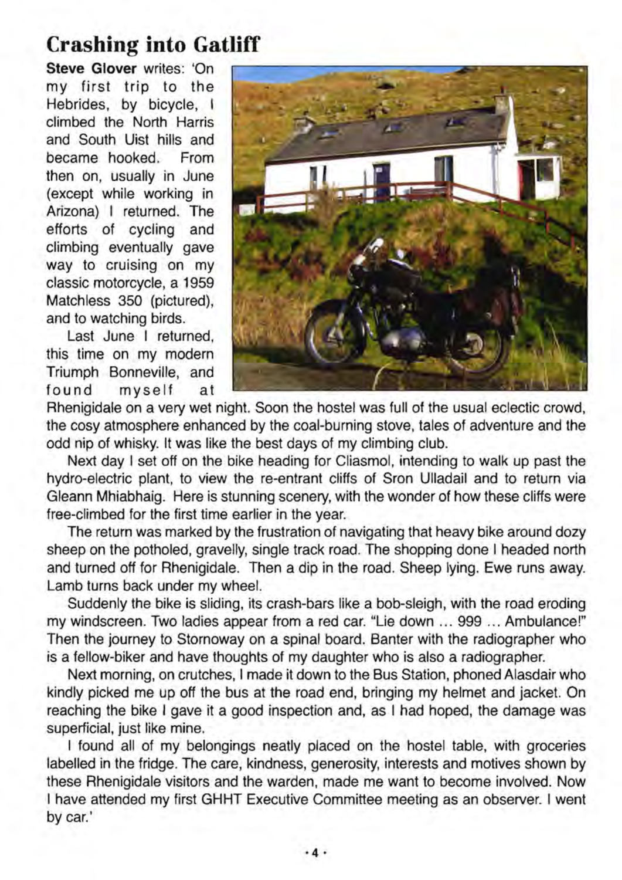## Crashing into Gatliff

**Steve Glover** writes: 'On my first trip to the Hebrides, by bicycle, I climbed the North Harris and South Uist hills and became hooked. From then on, usually in June (except while working in Arizona) I returned. The efforts of cycling and climbing eventually gave way to cruising on my classic motorcycle, a 1959 Matchless 350 (pictured), and to watching birds.

Last June I returned, this time on my modern Triumph Bonneville, and found myself at Rhenigidale on a very wet night. Soon the hostel was full of the usual eclectic crowd, the cosy atmosphere enhanced by the coal-burning stove, tales of adventure and the odd nip of whisky. It was like the best days of my climbing club.

Next day I set off on the bike heading for Cliasmol, intending to walk up past the hydro-electric plant, to view the re-entrant cliffs of Sron Ulladail and to return via Gleann Mhiabhaig. Here is stunning scenery, with the wonder of how these cliffs were free-climbed for the first time earlier in the year.

The return was marked by the frustration of navigating that heavy bike around dozy sheep on the potholed, gravelly, single track road. The shopping done I headed north and turned off for Rhenigidale. Then a dip in the road. Sheep lying. Ewe runs away. Lamb turns back under my wheel.

Suddenly the bike is sliding, its crash-bars like a bob-sleigh, with the road eroding my windscreen. Two ladies appear from a red car. "Lie down ... 999 ... Ambulance!" Then the journey to Stornoway on a spinal board. Banter with the radiographer who is a fellow-biker and have thoughts of my daughter who is also a radiographer.

Next morning, on crutches, I made it down to the Bus Station, phoned Alasdair who kindly picked me up off the bus at the road end, bringing my helmet and jacket. On reaching the bike I gave it a good inspection and, as I had hoped, the damage was superficial, just like mine.

I found all of my belongings neatly placed on the hostel table, with groceries labelled in the fridge. The care, kindness, generosity, interests and motives shown by these Rhenigidale visitors and the warden, made me want to become involved. Now I have attended my first GHHT Executive Committee meeting as an observer. I went by car.'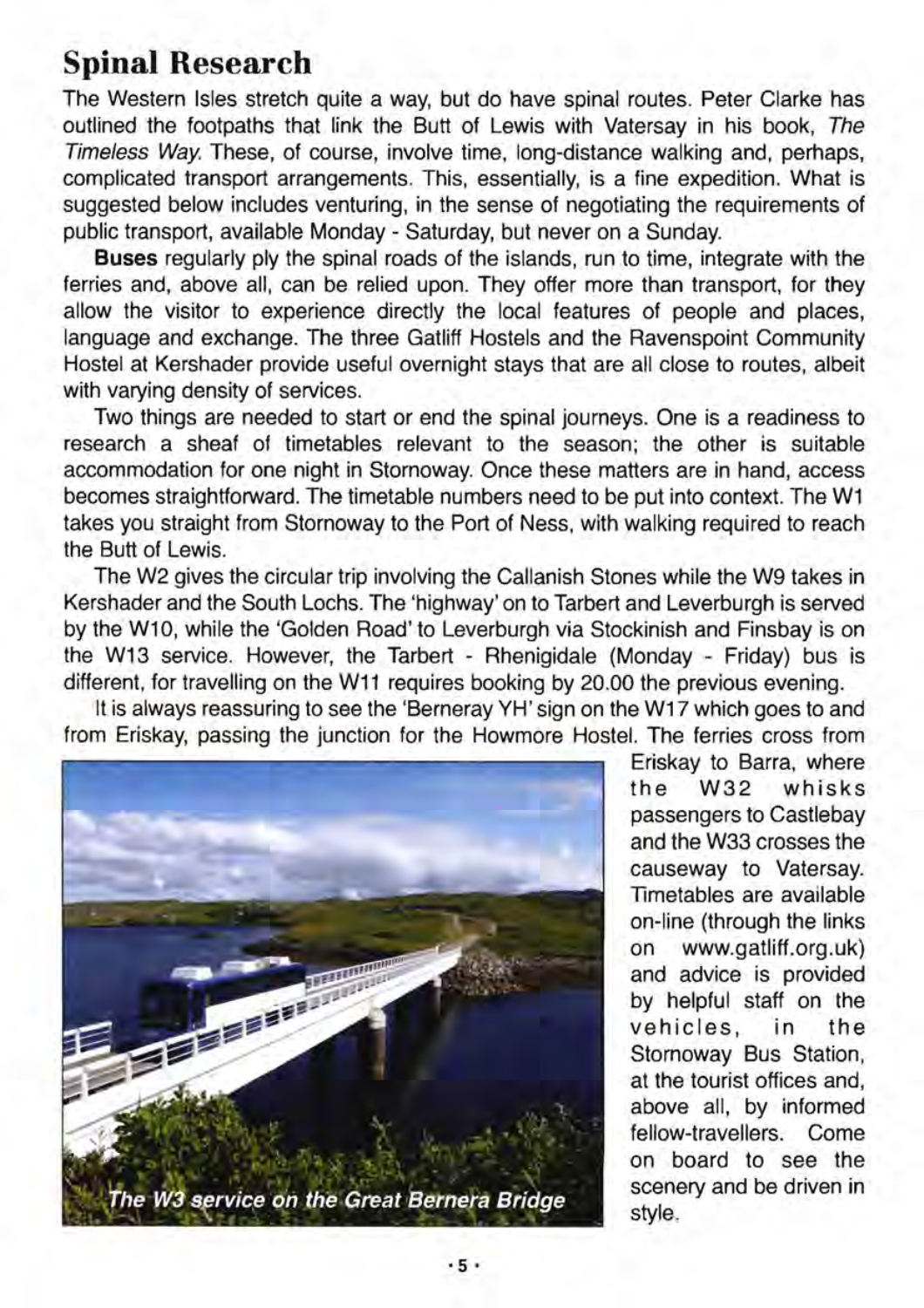## Spinal Research

The Western Isles stretch quite a way, but do have spinal routes. Peter Clarke has outlined the footpaths that link the Butt of Lewis with Vatersay in his book, *The Timeless Way.* These, of course, involve time, long-distance walking and, perhaps, complicated transport arrangements. This, essentially, is a fine expedition. What is suggested below includes venturing, in the sense of negotiating the requirements of public transport, available Monday - Saturday, but never on a Sunday.

**Buses** regularly ply the spinal roads of the islands, run to time, integrate with the ferries and, above all, can be relied upon. They offer more than transport, for they allow the visitor to experience directly the local features of people and places, language and exchange. The three Gatliff Hostels and the Ravenspoint Community Hostel at Kershader provide useful overnight stays that are all close to routes, albeit with varying density of services.

Two things are needed to start or end the spinal journeys. One is a readiness to research a sheaf of timetables relevant to the season; the other is suitable accommodation for one night in Stornoway. Once these matters are in hand, access becomes straightforward. The timetable numbers need to be put into context. The W1 takes you straight from Stornoway to the Port of Ness, with walking required to reach the Butt of Lewis.

The W2 gives the circular trip involving the Callanish Stones while the W9 takes in Kershader and the South Lochs. The 'highway' on to Tarbert and Leverburgh is served by the W10, while the 'Golden Road' to Leverburgh via Stockinish and Finsbay is on the W13 service. However, the Tarbert - Rhenigidale (Monday - Friday) bus is different, for travelling on the W11 requires booking by 20.00 the previous evening.

It is always reassuring to see the 'Berneray YH' sign on the W17 which goes to and from Eriskay, passing the junction for the Howmore Hostel. The ferries cross from Eriskay to Barra, where the W32 whisks passengers to Castlebay and the W33 crosses the causeway to Vatersay. Timetables are available on-line (through the links on www.gatliff.org.uk) and advice is provided by helpful staff on the vehicles, in the Stornoway Bus Station, at the tourist offices and, above all, by informed fellow-travellers. Come on board to see the scenery and be driven in style.

*The W3 service on the Great Bernera Bridge*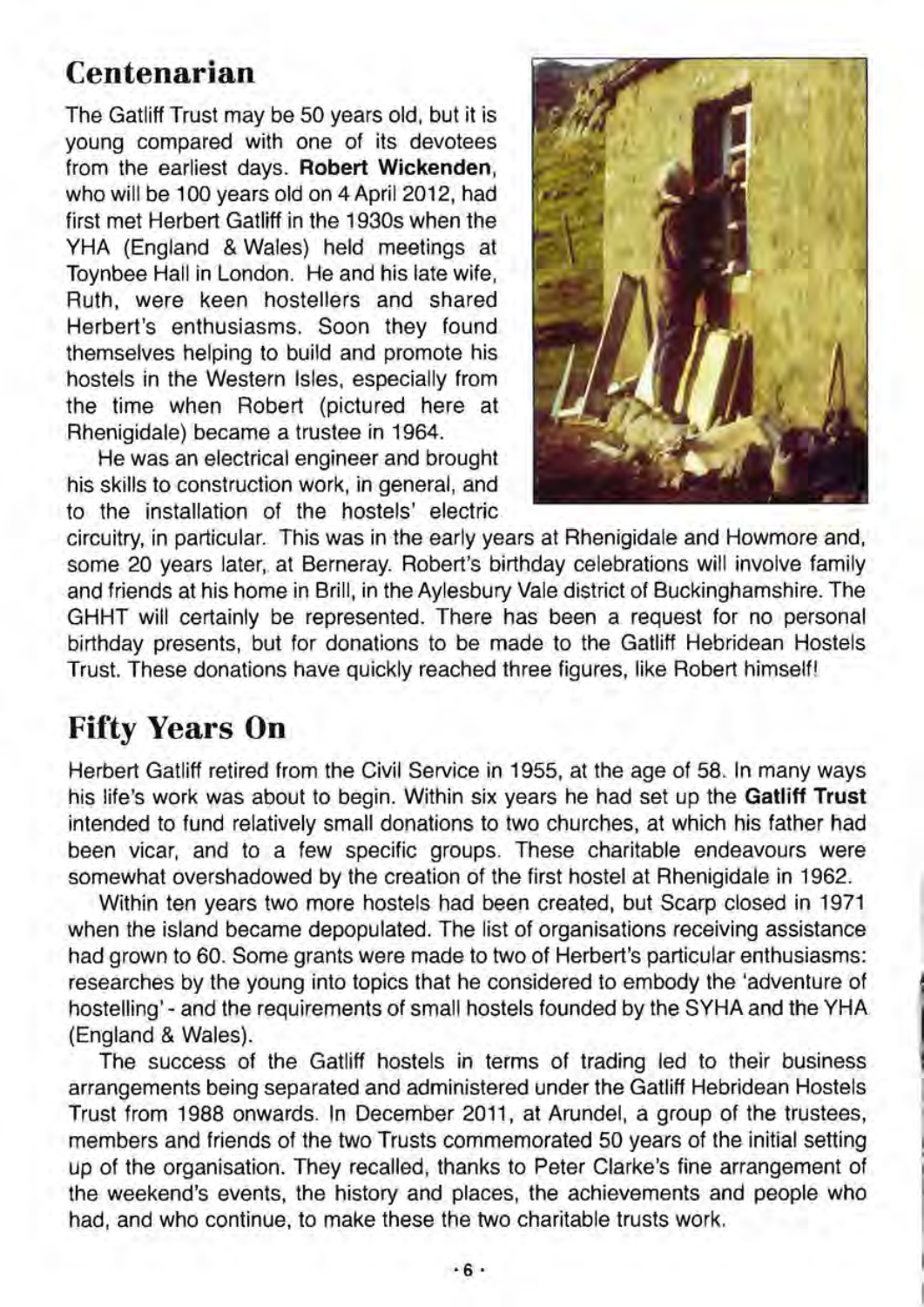## Centenarian

The Gatliff Trust may be 50 years old, but it is young compared with one of its devotees from the earliest days. **Robert Wickenden**, who will be 100 years old on 4 April 2012, had first met Herbert Gatliff in the 1930s when the YHA (England & Wales) held meetings at Toynbee Hall in London. He and his late wife, Ruth, were keen hostellers and shared Herbert's enthusiasms. Soon they found themselves helping to build and promote his hostels in the Western Isles, especially from the time when Robert (pictured here at Rhenigidale) became a trustee in 1964.

He was an electrical engineer and brought his skills to construction work, in general, and to the installation of the hostels' electric circuitry, in particular. This was in the early years at Rhenigidale and Howmore and, some 20 years later, at Berneray. Robert's birthday celebrations will involve family and friends at his home in Brill, in the Aylesbury Vale district of Buckinghamshire. The GHHT will certainly be represented. There has been a request for no personal birthday presents, but for donations to be made to the Gatliff Hebridean Hostels Trust. These donations have quickly reached three figures, like Robert himself!

## Fifty Years On

Herbert Gatliff retired from the Civil Service in 1955, at the age of 58. In many ways his life's work was about to begin. Within six years he had set up the **Gatliff Trust** intended to fund relatively small donations to two churches, at which his father had been vicar, and to a few specific groups. These charitable endeavours were somewhat overshadowed by the creation of the first hostel at Rhenigidale in 1962.

Within ten years two more hostels had been created, but Scarp closed in 1971 when the island became depopulated. The list of organisations receiving assistance had grown to 60. Some grants were made to two of Herbert's particular enthusiasms: researches by the young into topics that he considered to embody the 'adventure of hostelling' - and the requirements of small hostels founded by the SYHA and the YHA (England & Wales).

The success of the Gatliff hostels in terms of trading led to their business arrangements being separated and administered under the Gatliff Hebridean Hostels Trust from 1988 onwards. In December 2011, at Arundel, a group of the trustees, members and friends of the two Trusts commemorated 50 years of the initial setting up of the organisation. They recalled, thanks to Peter Clarke's fine arrangement of the weekend's events, the history and places, the achievements and people who had, and who continue, to make these the two charitable trusts work.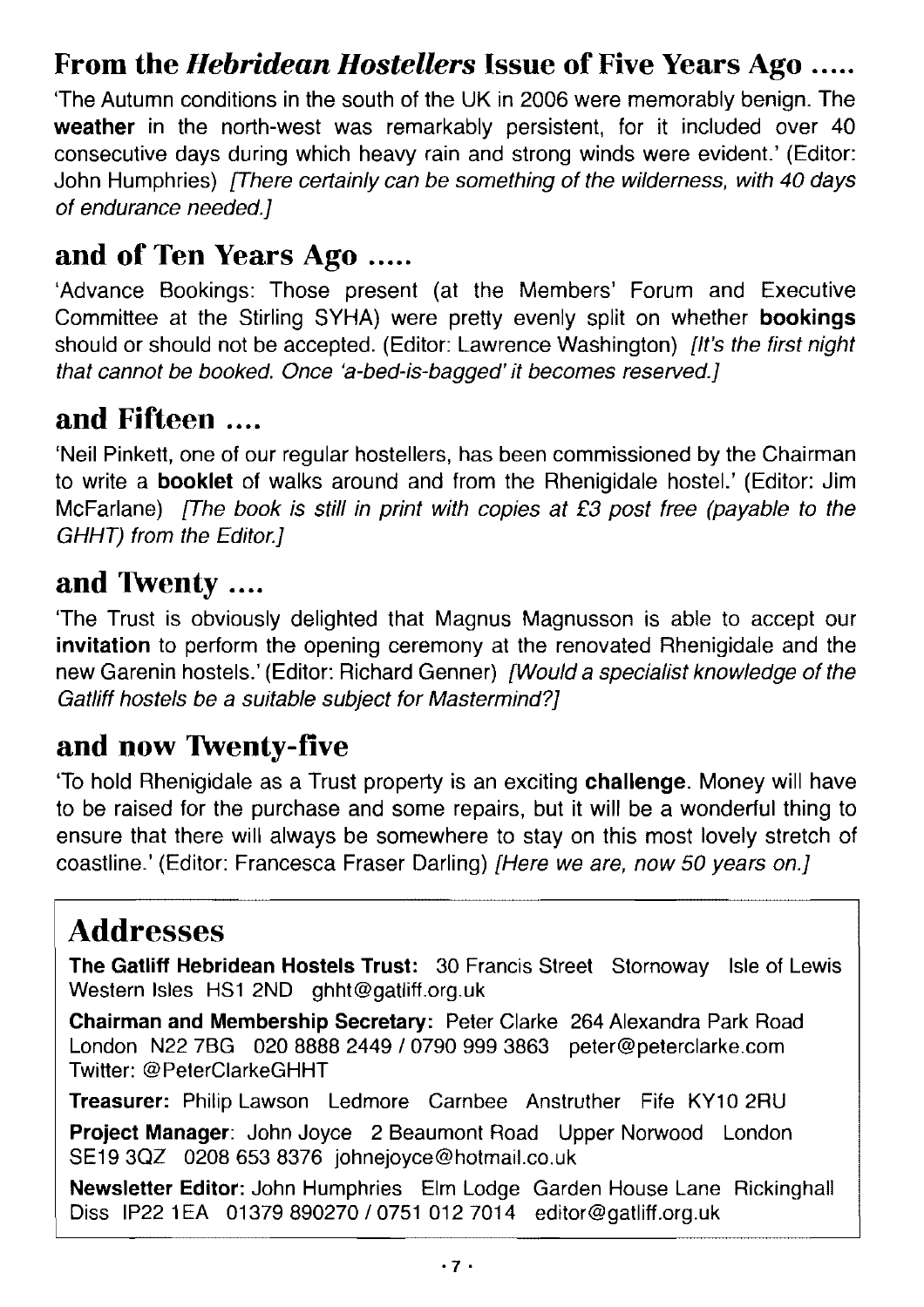## From the *Hebridean Hostellers* Issue of Five Years Ago .....

'The Autumn conditions in the south of the UK in 2006 were memorably benign. The **weather** in the north-west was remarkably persistent, for it included over 40 consecutive days during which heavy rain and strong winds were evident.' (Editor: John Humphries) *[There certainly can be something of the wilderness, with 40 days of endurance needed.]*

## and of Ten Years Ago .....

'Advance Bookings: Those present (at the Members' Forum and Executive Committee at the Stirling SYHA) were pretty evenly split on whether **bookings** should or should not be accepted. (Editor: Lawrence Washington) *[It's the first night that cannot be booked. Once 'a-bed-is-bagged' it becomes reserved.]*

## and Fifteen ....

'Neil Pinkett, one of our regular hostellers, has been commissioned by the Chairman to write a **booklet** of walks around and from the Rhenigidale hostel.' (Editor: Jim McFarlane) *[The book is still in print with copies at £3 post free (payable to the GHHT) from the Editor.]*

## and Twenty ....

'The Trust is obviously delighted that Magnus Magnusson is able to accept our **invitation** to perform the opening ceremony at the renovated Rhenigidale and the new Garenin hostels.' (Editor: Richard Genner) *[Would a specialist knowledge of the Gatliff hostels be a suitable subject for Mastermind?]*

## and now Twenty-five

'To hold Rhenigidale as a Trust property is an exciting **challenge**. Money will have to be raised for the purchase and some repairs, but it will be a wonderful thing to ensure that there will always be somewhere to stay on this most lovely stretch of coastline.' (Editor: Francesca Fraser Darling) *[Here we are, now 50 years on.]*

## Addresses

**The Gatliff Hebridean Hostels Trust:** 30 Francis Street Stornoway Isle of Lewis Western Isles HS1 2ND ghht@gatliff.org.uk

**Chairman and Membership Secretary:** Peter Clarke 264 Alexandra Park Road London N22 7BG 020 8888 2449 / 0790 999 3863 peter@peterclarke.com Twitter: @PeterClarkeGHHT

**Treasurer:** Philip Lawson Ledmore Carnbee Anstruther Fife KY10 2RU

**Project Manager**: John Joyce 2 Beaumont Road Upper Norwood London SE19 3QZ 0208 653 8376 johnejoyce@hotmail.co.uk

**Newsletter Editor:** John Humphries Elm Lodge Garden House Lane Rickinghall Diss IP22 1EA 01379 890270 / 0751 012 7014 editor@gatliff.org.uk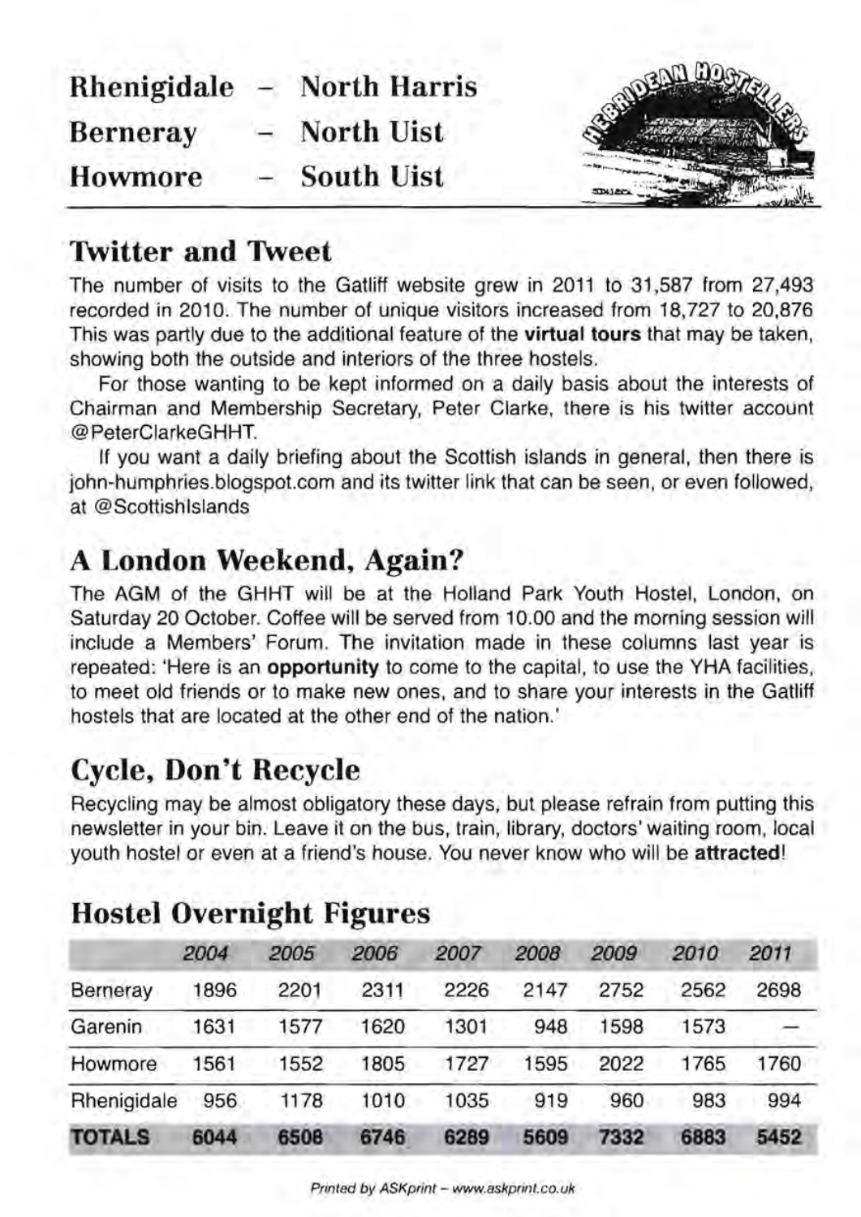**Rhenigidale – North Harris**
**Berneray – North Uist**
**Howmore – South Uist**

## Twitter and Tweet

The number of visits to the Gatliff website grew in 2011 to 31,587 from 27,493 recorded in 2010. The number of unique visitors increased from 18,727 to 20,876 This was partly due to the additional feature of the **virtual tours** that may be taken, showing both the outside and interiors of the three hostels.

For those wanting to be kept informed on a daily basis about the interests of Chairman and Membership Secretary, Peter Clarke, there is his twitter account @PeterClarkeGHHT.

If you want a daily briefing about the Scottish islands in general, then there is john-humphries.blogspot.com and its twitter link that can be seen, or even followed, at @ScottishIslands

## A London Weekend, Again?

The AGM of the GHHT will be at the Holland Park Youth Hostel, London, on Saturday 20 October. Coffee will be served from 10.00 and the morning session will include a Members' Forum. The invitation made in these columns last year is repeated: 'Here is an **opportunity** to come to the capital, to use the YHA facilities, to meet old friends or to make new ones, and to share your interests in the Gatliff hostels that are located at the other end of the nation.'

## Cycle, Don't Recycle

Recycling may be almost obligatory these days, but please refrain from putting this newsletter in your bin. Leave it on the bus, train, library, doctors' waiting room, local youth hostel or even at a friend's house. You never know who will be **attracted**!

## Hostel Overnight Figures

| | *2004* | *2005* | *2006* | *2007* | *2008* | *2009* | *2010* | *2011* |
|---|---|---|---|---|---|---|---|---|
| Berneray | 1896 | 2201 | 2311 | 2226 | 2147 | 2752 | 2562 | 2698 |
| Garenin | 1631 | 1577 | 1620 | 1301 | 948 | 1598 | 1573 | – |
| Howmore | 1561 | 1552 | 1805 | 1727 | 1595 | 2022 | 1765 | 1760 |
| Rhenigidale | 956 | 1178 | 1010 | 1035 | 919 | 960 | 983 | 994 |
| **TOTALS** | **6044** | **6508** | **6746** | **6289** | **5609** | **7332** | **6883** | **5452** |

*Printed by ASKprint – www.askprint.co.uk*